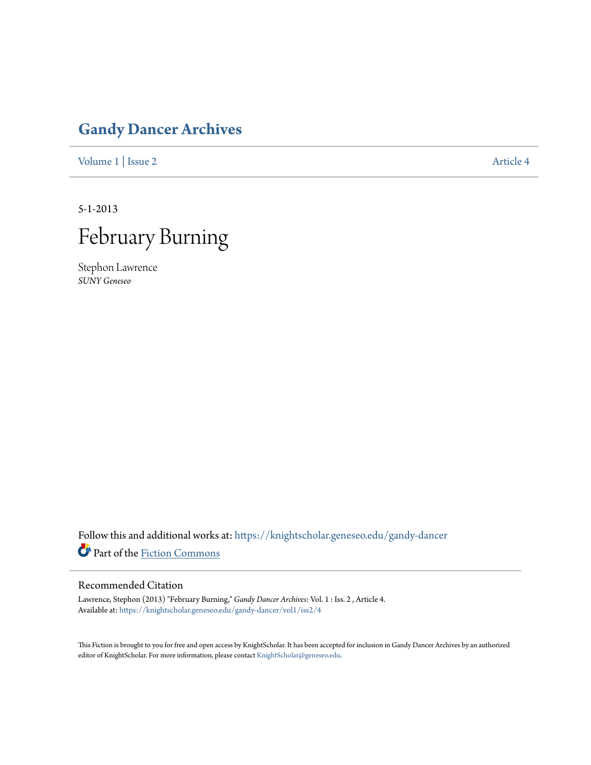# Gandy Dancer Archives

Volume 1 | Issue 2 Article 4

5-1-2013

# February Burning

Stephon Lawrence
*SUNY Geneseo*

Follow this and additional works at: https://knightscholar.geneseo.edu/gandy-dancer

Part of the Fiction Commons

## Recommended Citation

Lawrence, Stephon (2013) "February Burning," *Gandy Dancer Archives*: Vol. 1 : Iss. 2 , Article 4.
Available at: https://knightscholar.geneseo.edu/gandy-dancer/vol1/iss2/4

This Fiction is brought to you for free and open access by KnightScholar. It has been accepted for inclusion in Gandy Dancer Archives by an authorized editor of KnightScholar. For more information, please contact KnightScholar@geneseo.edu.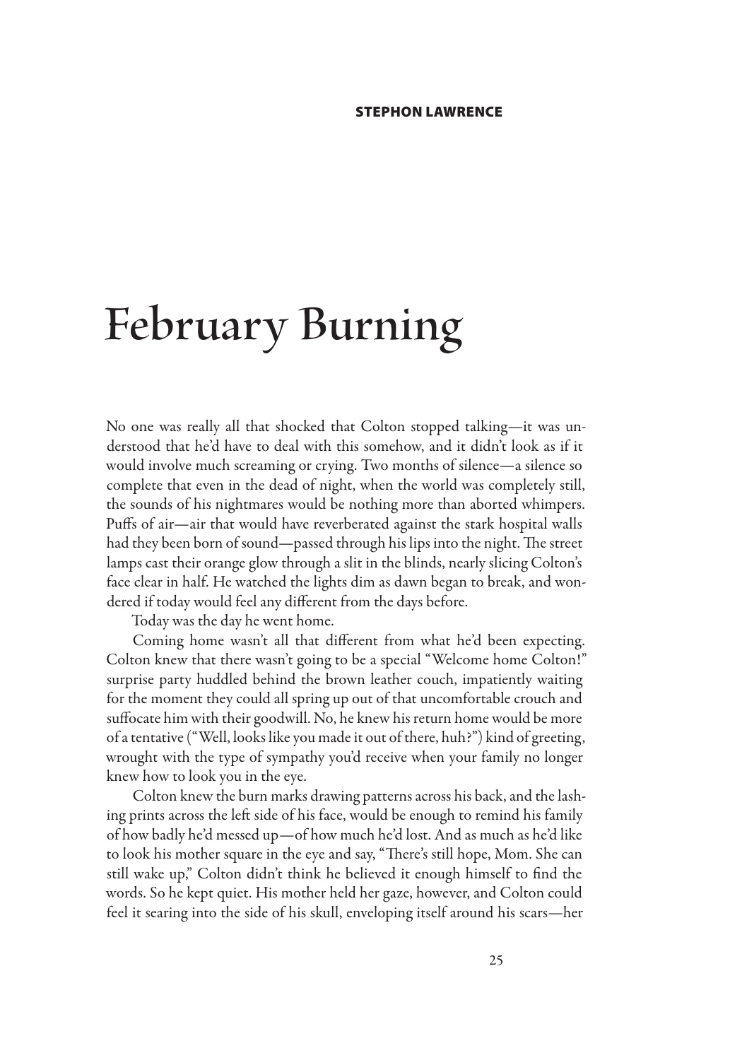**STEPHON LAWRENCE**

# February Burning

No one was really all that shocked that Colton stopped talking—it was understood that he'd have to deal with this somehow, and it didn't look as if it would involve much screaming or crying. Two months of silence—a silence so complete that even in the dead of night, when the world was completely still, the sounds of his nightmares would be nothing more than aborted whimpers. Puffs of air—air that would have reverberated against the stark hospital walls had they been born of sound—passed through his lips into the night. The street lamps cast their orange glow through a slit in the blinds, nearly slicing Colton's face clear in half. He watched the lights dim as dawn began to break, and wondered if today would feel any different from the days before.

Today was the day he went home.

Coming home wasn't all that different from what he'd been expecting. Colton knew that there wasn't going to be a special "Welcome home Colton!" surprise party huddled behind the brown leather couch, impatiently waiting for the moment they could all spring up out of that uncomfortable crouch and suffocate him with their goodwill. No, he knew his return home would be more of a tentative ("Well, looks like you made it out of there, huh?") kind of greeting, wrought with the type of sympathy you'd receive when your family no longer knew how to look you in the eye.

Colton knew the burn marks drawing patterns across his back, and the lashing prints across the left side of his face, would be enough to remind his family of how badly he'd messed up—of how much he'd lost. And as much as he'd like to look his mother square in the eye and say, "There's still hope, Mom. She can still wake up," Colton didn't think he believed it enough himself to find the words. So he kept quiet. His mother held her gaze, however, and Colton could feel it searing into the side of his skull, enveloping itself around his scars—her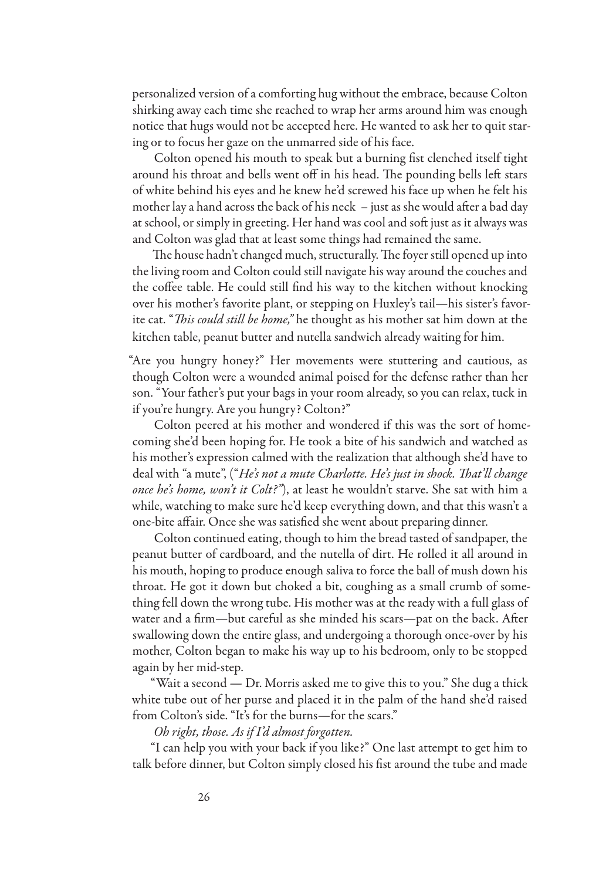personalized version of a comforting hug without the embrace, because Colton shirking away each time she reached to wrap her arms around him was enough notice that hugs would not be accepted here. He wanted to ask her to quit staring or to focus her gaze on the unmarred side of his face.

Colton opened his mouth to speak but a burning fist clenched itself tight around his throat and bells went off in his head. The pounding bells left stars of white behind his eyes and he knew he'd screwed his face up when he felt his mother lay a hand across the back of his neck – just as she would after a bad day at school, or simply in greeting. Her hand was cool and soft just as it always was and Colton was glad that at least some things had remained the same.

The house hadn't changed much, structurally. The foyer still opened up into the living room and Colton could still navigate his way around the couches and the coffee table. He could still find his way to the kitchen without knocking over his mother's favorite plant, or stepping on Huxley's tail—his sister's favorite cat. "*This could still be home,*" he thought as his mother sat him down at the kitchen table, peanut butter and nutella sandwich already waiting for him.

"Are you hungry honey?" Her movements were stuttering and cautious, as though Colton were a wounded animal poised for the defense rather than her son. "Your father's put your bags in your room already, so you can relax, tuck in if you're hungry. Are you hungry? Colton?"

Colton peered at his mother and wondered if this was the sort of homecoming she'd been hoping for. He took a bite of his sandwich and watched as his mother's expression calmed with the realization that although she'd have to deal with "a mute", ("*He's not a mute Charlotte. He's just in shock. That'll change once he's home, won't it Colt?*"), at least he wouldn't starve. She sat with him a while, watching to make sure he'd keep everything down, and that this wasn't a one-bite affair. Once she was satisfied she went about preparing dinner.

Colton continued eating, though to him the bread tasted of sandpaper, the peanut butter of cardboard, and the nutella of dirt. He rolled it all around in his mouth, hoping to produce enough saliva to force the ball of mush down his throat. He got it down but choked a bit, coughing as a small crumb of something fell down the wrong tube. His mother was at the ready with a full glass of water and a firm—but careful as she minded his scars—pat on the back. After swallowing down the entire glass, and undergoing a thorough once-over by his mother, Colton began to make his way up to his bedroom, only to be stopped again by her mid-step.

"Wait a second — Dr. Morris asked me to give this to you." She dug a thick white tube out of her purse and placed it in the palm of the hand she'd raised from Colton's side. "It's for the burns—for the scars."

*Oh right, those. As if I'd almost forgotten.*

"I can help you with your back if you like?" One last attempt to get him to talk before dinner, but Colton simply closed his fist around the tube and made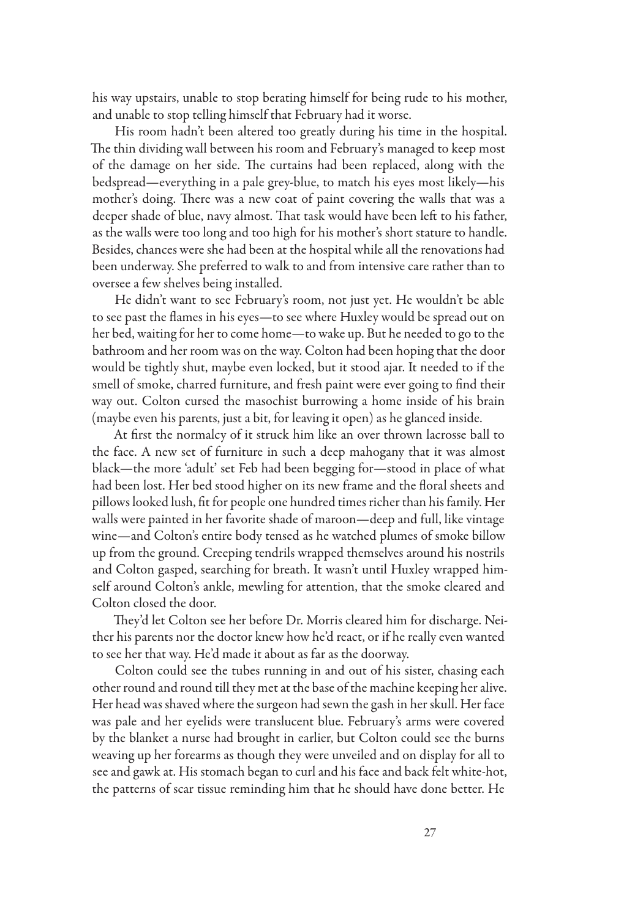his way upstairs, unable to stop berating himself for being rude to his mother, and unable to stop telling himself that February had it worse.

His room hadn't been altered too greatly during his time in the hospital. The thin dividing wall between his room and February's managed to keep most of the damage on her side. The curtains had been replaced, along with the bedspread—everything in a pale grey-blue, to match his eyes most likely—his mother's doing. There was a new coat of paint covering the walls that was a deeper shade of blue, navy almost. That task would have been left to his father, as the walls were too long and too high for his mother's short stature to handle. Besides, chances were she had been at the hospital while all the renovations had been underway. She preferred to walk to and from intensive care rather than to oversee a few shelves being installed.

He didn't want to see February's room, not just yet. He wouldn't be able to see past the flames in his eyes—to see where Huxley would be spread out on her bed, waiting for her to come home—to wake up. But he needed to go to the bathroom and her room was on the way. Colton had been hoping that the door would be tightly shut, maybe even locked, but it stood ajar. It needed to if the smell of smoke, charred furniture, and fresh paint were ever going to find their way out. Colton cursed the masochist burrowing a home inside of his brain (maybe even his parents, just a bit, for leaving it open) as he glanced inside.

At first the normalcy of it struck him like an over thrown lacrosse ball to the face. A new set of furniture in such a deep mahogany that it was almost black—the more 'adult' set Feb had been begging for—stood in place of what had been lost. Her bed stood higher on its new frame and the floral sheets and pillows looked lush, fit for people one hundred times richer than his family. Her walls were painted in her favorite shade of maroon—deep and full, like vintage wine—and Colton's entire body tensed as he watched plumes of smoke billow up from the ground. Creeping tendrils wrapped themselves around his nostrils and Colton gasped, searching for breath. It wasn't until Huxley wrapped himself around Colton's ankle, mewling for attention, that the smoke cleared and Colton closed the door.

They'd let Colton see her before Dr. Morris cleared him for discharge. Neither his parents nor the doctor knew how he'd react, or if he really even wanted to see her that way. He'd made it about as far as the doorway.

Colton could see the tubes running in and out of his sister, chasing each other round and round till they met at the base of the machine keeping her alive. Her head was shaved where the surgeon had sewn the gash in her skull. Her face was pale and her eyelids were translucent blue. February's arms were covered by the blanket a nurse had brought in earlier, but Colton could see the burns weaving up her forearms as though they were unveiled and on display for all to see and gawk at. His stomach began to curl and his face and back felt white-hot, the patterns of scar tissue reminding him that he should have done better. He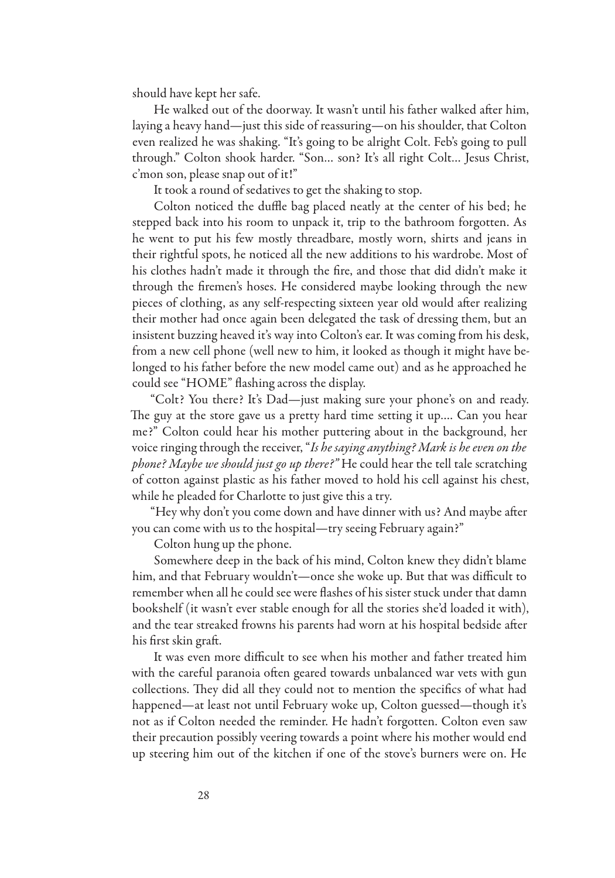should have kept her safe.

He walked out of the doorway. It wasn't until his father walked after him, laying a heavy hand—just this side of reassuring—on his shoulder, that Colton even realized he was shaking. "It's going to be alright Colt. Feb's going to pull through." Colton shook harder. "Son… son? It's all right Colt… Jesus Christ, c'mon son, please snap out of it!"

It took a round of sedatives to get the shaking to stop.

Colton noticed the duffle bag placed neatly at the center of his bed; he stepped back into his room to unpack it, trip to the bathroom forgotten. As he went to put his few mostly threadbare, mostly worn, shirts and jeans in their rightful spots, he noticed all the new additions to his wardrobe. Most of his clothes hadn't made it through the fire, and those that did didn't make it through the firemen's hoses. He considered maybe looking through the new pieces of clothing, as any self-respecting sixteen year old would after realizing their mother had once again been delegated the task of dressing them, but an insistent buzzing heaved it's way into Colton's ear. It was coming from his desk, from a new cell phone (well new to him, it looked as though it might have belonged to his father before the new model came out) and as he approached he could see "HOME" flashing across the display.

"Colt? You there? It's Dad—just making sure your phone's on and ready. The guy at the store gave us a pretty hard time setting it up…. Can you hear me?" Colton could hear his mother puttering about in the background, her voice ringing through the receiver, "*Is he saying anything? Mark is he even on the phone? Maybe we should just go up there?*" He could hear the tell tale scratching of cotton against plastic as his father moved to hold his cell against his chest, while he pleaded for Charlotte to just give this a try.

"Hey why don't you come down and have dinner with us? And maybe after you can come with us to the hospital—try seeing February again?"

Colton hung up the phone.

Somewhere deep in the back of his mind, Colton knew they didn't blame him, and that February wouldn't—once she woke up. But that was difficult to remember when all he could see were flashes of his sister stuck under that damn bookshelf (it wasn't ever stable enough for all the stories she'd loaded it with), and the tear streaked frowns his parents had worn at his hospital bedside after his first skin graft.

It was even more difficult to see when his mother and father treated him with the careful paranoia often geared towards unbalanced war vets with gun collections. They did all they could not to mention the specifics of what had happened—at least not until February woke up, Colton guessed—though it's not as if Colton needed the reminder. He hadn't forgotten. Colton even saw their precaution possibly veering towards a point where his mother would end up steering him out of the kitchen if one of the stove's burners were on. He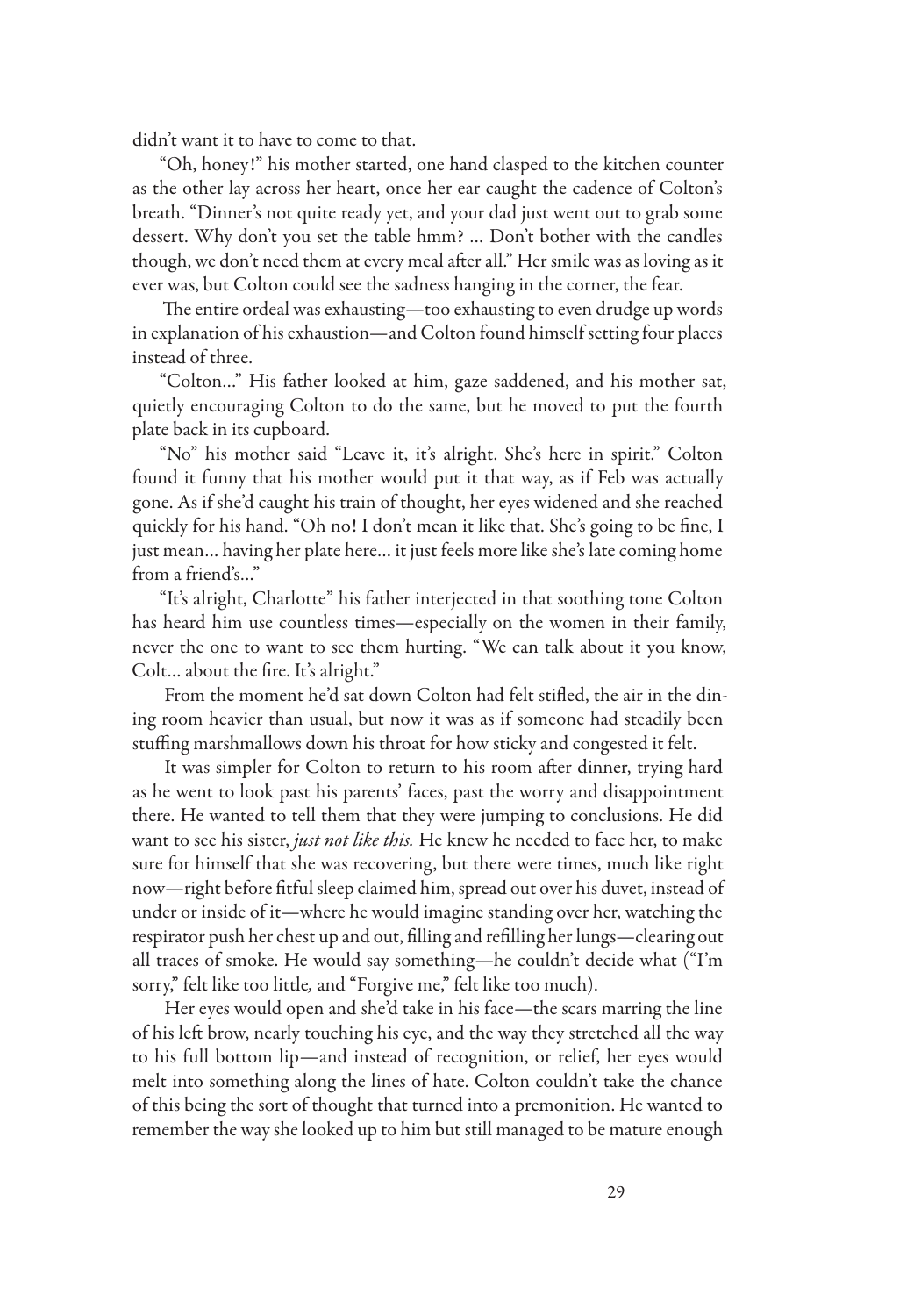didn't want it to have to come to that.

"Oh, honey!" his mother started, one hand clasped to the kitchen counter as the other lay across her heart, once her ear caught the cadence of Colton's breath. "Dinner's not quite ready yet, and your dad just went out to grab some dessert. Why don't you set the table hmm? ... Don't bother with the candles though, we don't need them at every meal after all." Her smile was as loving as it ever was, but Colton could see the sadness hanging in the corner, the fear.

The entire ordeal was exhausting—too exhausting to even drudge up words in explanation of his exhaustion—and Colton found himself setting four places instead of three.

"Colton..." His father looked at him, gaze saddened, and his mother sat, quietly encouraging Colton to do the same, but he moved to put the fourth plate back in its cupboard.

"No" his mother said "Leave it, it's alright. She's here in spirit." Colton found it funny that his mother would put it that way, as if Feb was actually gone. As if she'd caught his train of thought, her eyes widened and she reached quickly for his hand. "Oh no! I don't mean it like that. She's going to be fine, I just mean... having her plate here... it just feels more like she's late coming home from a friend's..."

"It's alright, Charlotte" his father interjected in that soothing tone Colton has heard him use countless times—especially on the women in their family, never the one to want to see them hurting. "We can talk about it you know, Colt... about the fire. It's alright."

From the moment he'd sat down Colton had felt stifled, the air in the dining room heavier than usual, but now it was as if someone had steadily been stuffing marshmallows down his throat for how sticky and congested it felt.

It was simpler for Colton to return to his room after dinner, trying hard as he went to look past his parents' faces, past the worry and disappointment there. He wanted to tell them that they were jumping to conclusions. He did want to see his sister, *just not like this.* He knew he needed to face her, to make sure for himself that she was recovering, but there were times, much like right now—right before fitful sleep claimed him, spread out over his duvet, instead of under or inside of it—where he would imagine standing over her, watching the respirator push her chest up and out, filling and refilling her lungs—clearing out all traces of smoke. He would say something—he couldn't decide what ("I'm sorry," felt like too little, and "Forgive me," felt like too much).

Her eyes would open and she'd take in his face—the scars marring the line of his left brow, nearly touching his eye, and the way they stretched all the way to his full bottom lip—and instead of recognition, or relief, her eyes would melt into something along the lines of hate. Colton couldn't take the chance of this being the sort of thought that turned into a premonition. He wanted to remember the way she looked up to him but still managed to be mature enough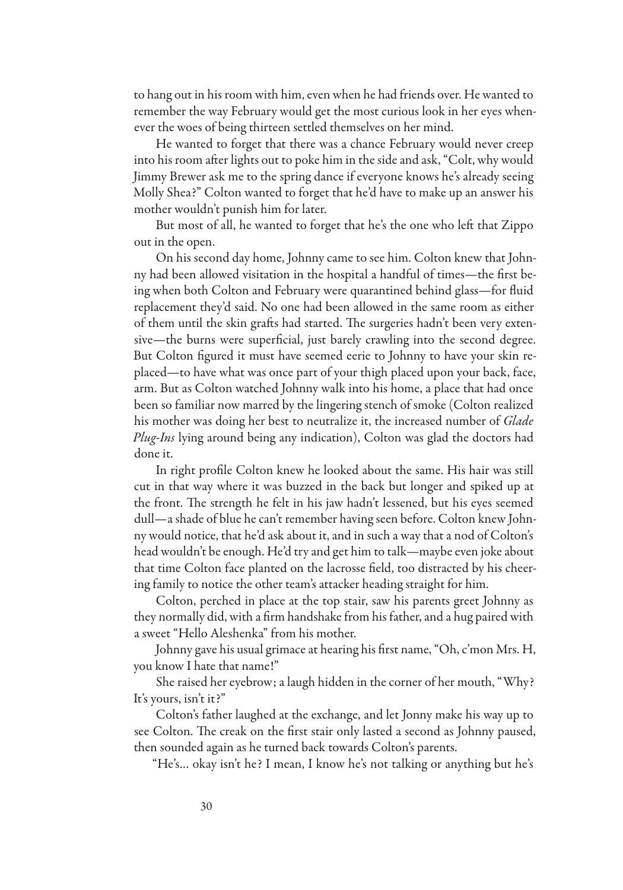to hang out in his room with him, even when he had friends over. He wanted to remember the way February would get the most curious look in her eyes whenever the woes of being thirteen settled themselves on her mind.

He wanted to forget that there was a chance February would never creep into his room after lights out to poke him in the side and ask, "Colt, why would Jimmy Brewer ask me to the spring dance if everyone knows he's already seeing Molly Shea?" Colton wanted to forget that he'd have to make up an answer his mother wouldn't punish him for later.

But most of all, he wanted to forget that he's the one who left that Zippo out in the open.

On his second day home, Johnny came to see him. Colton knew that Johnny had been allowed visitation in the hospital a handful of times—the first being when both Colton and February were quarantined behind glass—for fluid replacement they'd said. No one had been allowed in the same room as either of them until the skin grafts had started. The surgeries hadn't been very extensive—the burns were superficial, just barely crawling into the second degree. But Colton figured it must have seemed eerie to Johnny to have your skin replaced—to have what was once part of your thigh placed upon your back, face, arm. But as Colton watched Johnny walk into his home, a place that had once been so familiar now marred by the lingering stench of smoke (Colton realized his mother was doing her best to neutralize it, the increased number of *Glade Plug-Ins* lying around being any indication), Colton was glad the doctors had done it.

In right profile Colton knew he looked about the same. His hair was still cut in that way where it was buzzed in the back but longer and spiked up at the front. The strength he felt in his jaw hadn't lessened, but his eyes seemed dull—a shade of blue he can't remember having seen before. Colton knew Johnny would notice, that he'd ask about it, and in such a way that a nod of Colton's head wouldn't be enough. He'd try and get him to talk—maybe even joke about that time Colton face planted on the lacrosse field, too distracted by his cheering family to notice the other team's attacker heading straight for him.

Colton, perched in place at the top stair, saw his parents greet Johnny as they normally did, with a firm handshake from his father, and a hug paired with a sweet "Hello Aleshenka" from his mother.

Johnny gave his usual grimace at hearing his first name, "Oh, c'mon Mrs. H, you know I hate that name!"

She raised her eyebrow; a laugh hidden in the corner of her mouth, "Why? It's yours, isn't it?"

Colton's father laughed at the exchange, and let Jonny make his way up to see Colton. The creak on the first stair only lasted a second as Johnny paused, then sounded again as he turned back towards Colton's parents.

"He's… okay isn't he? I mean, I know he's not talking or anything but he's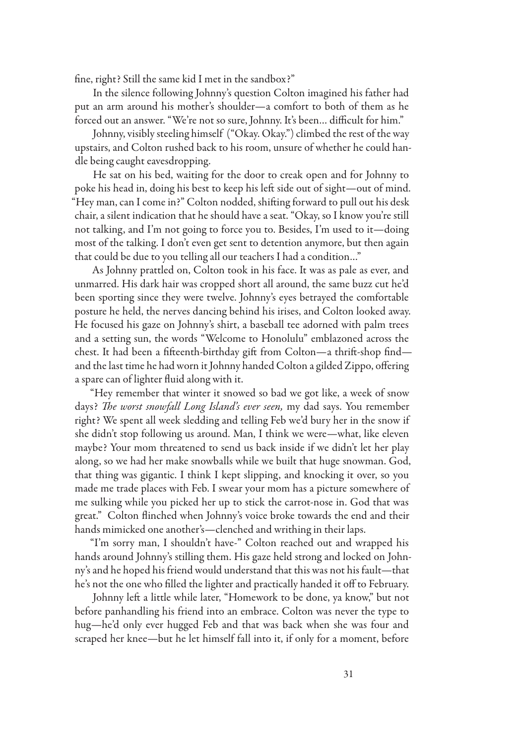fine, right? Still the same kid I met in the sandbox?"

In the silence following Johnny's question Colton imagined his father had put an arm around his mother's shoulder—a comfort to both of them as he forced out an answer. "We're not so sure, Johnny. It's been... difficult for him."

Johnny, visibly steeling himself ("Okay. Okay.") climbed the rest of the way upstairs, and Colton rushed back to his room, unsure of whether he could handle being caught eavesdropping.

He sat on his bed, waiting for the door to creak open and for Johnny to poke his head in, doing his best to keep his left side out of sight—out of mind. "Hey man, can I come in?" Colton nodded, shifting forward to pull out his desk chair, a silent indication that he should have a seat. "Okay, so I know you're still not talking, and I'm not going to force you to. Besides, I'm used to it—doing most of the talking. I don't even get sent to detention anymore, but then again that could be due to you telling all our teachers I had a condition..."

As Johnny prattled on, Colton took in his face. It was as pale as ever, and unmarred. His dark hair was cropped short all around, the same buzz cut he'd been sporting since they were twelve. Johnny's eyes betrayed the comfortable posture he held, the nerves dancing behind his irises, and Colton looked away. He focused his gaze on Johnny's shirt, a baseball tee adorned with palm trees and a setting sun, the words "Welcome to Honolulu" emblazoned across the chest. It had been a fifteenth-birthday gift from Colton—a thrift-shop find—and the last time he had worn it Johnny handed Colton a gilded Zippo, offering a spare can of lighter fluid along with it.

"Hey remember that winter it snowed so bad we got like, a week of snow days? *The worst snowfall Long Island's ever seen,* my dad says. You remember right? We spent all week sledding and telling Feb we'd bury her in the snow if she didn't stop following us around. Man, I think we were—what, like eleven maybe? Your mom threatened to send us back inside if we didn't let her play along, so we had her make snowballs while we built that huge snowman. God, that thing was gigantic. I think I kept slipping, and knocking it over, so you made me trade places with Feb. I swear your mom has a picture somewhere of me sulking while you picked her up to stick the carrot-nose in. God that was great." Colton flinched when Johnny's voice broke towards the end and their hands mimicked one another's—clenched and writhing in their laps.

"I'm sorry man, I shouldn't have-" Colton reached out and wrapped his hands around Johnny's stilling them. His gaze held strong and locked on Johnny's and he hoped his friend would understand that this was not his fault—that he's not the one who filled the lighter and practically handed it off to February.

Johnny left a little while later, "Homework to be done, ya know," but not before panhandling his friend into an embrace. Colton was never the type to hug—he'd only ever hugged Feb and that was back when she was four and scraped her knee—but he let himself fall into it, if only for a moment, before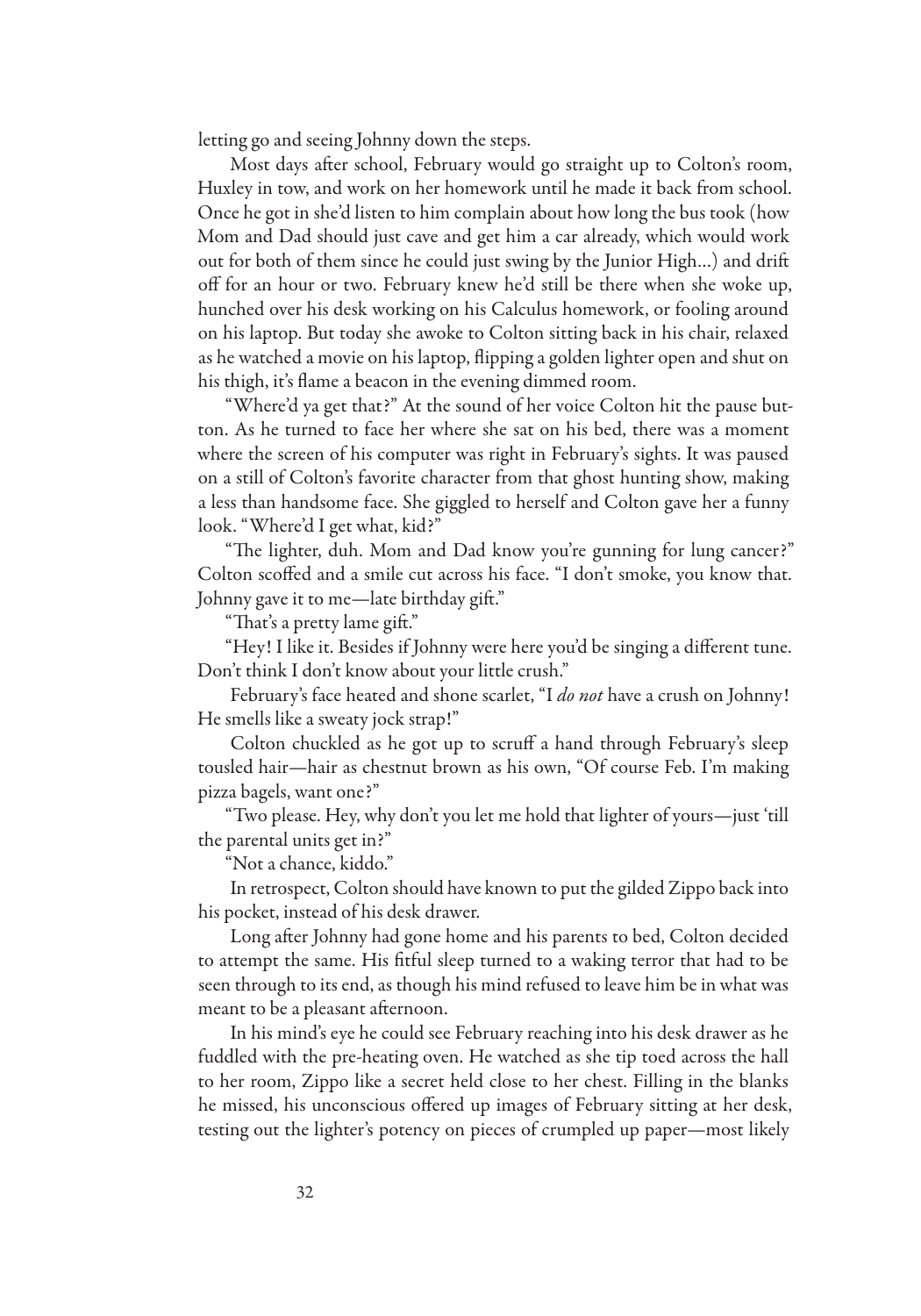letting go and seeing Johnny down the steps.

Most days after school, February would go straight up to Colton's room, Huxley in tow, and work on her homework until he made it back from school. Once he got in she'd listen to him complain about how long the bus took (how Mom and Dad should just cave and get him a car already, which would work out for both of them since he could just swing by the Junior High...) and drift off for an hour or two. February knew he'd still be there when she woke up, hunched over his desk working on his Calculus homework, or fooling around on his laptop. But today she awoke to Colton sitting back in his chair, relaxed as he watched a movie on his laptop, flipping a golden lighter open and shut on his thigh, it's flame a beacon in the evening dimmed room.

"Where'd ya get that?" At the sound of her voice Colton hit the pause button. As he turned to face her where she sat on his bed, there was a moment where the screen of his computer was right in February's sights. It was paused on a still of Colton's favorite character from that ghost hunting show, making a less than handsome face. She giggled to herself and Colton gave her a funny look. "Where'd I get what, kid?"

"The lighter, duh. Mom and Dad know you're gunning for lung cancer?" Colton scoffed and a smile cut across his face. "I don't smoke, you know that. Johnny gave it to me—late birthday gift."

"That's a pretty lame gift."

"Hey! I like it. Besides if Johnny were here you'd be singing a different tune. Don't think I don't know about your little crush."

February's face heated and shone scarlet, "I *do not* have a crush on Johnny! He smells like a sweaty jock strap!"

Colton chuckled as he got up to scruff a hand through February's sleep tousled hair—hair as chestnut brown as his own, "Of course Feb. I'm making pizza bagels, want one?"

"Two please. Hey, why don't you let me hold that lighter of yours—just 'till the parental units get in?"

"Not a chance, kiddo."

In retrospect, Colton should have known to put the gilded Zippo back into his pocket, instead of his desk drawer.

Long after Johnny had gone home and his parents to bed, Colton decided to attempt the same. His fitful sleep turned to a waking terror that had to be seen through to its end, as though his mind refused to leave him be in what was meant to be a pleasant afternoon.

In his mind's eye he could see February reaching into his desk drawer as he fuddled with the pre-heating oven. He watched as she tip toed across the hall to her room, Zippo like a secret held close to her chest. Filling in the blanks he missed, his unconscious offered up images of February sitting at her desk, testing out the lighter's potency on pieces of crumpled up paper—most likely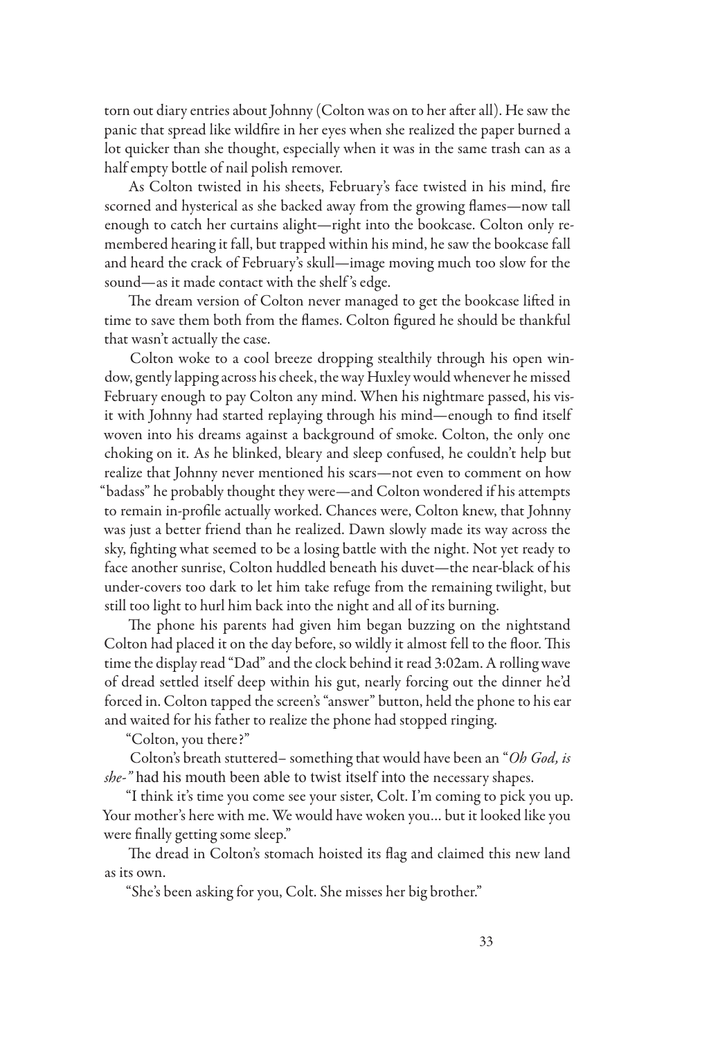torn out diary entries about Johnny (Colton was on to her after all). He saw the panic that spread like wildfire in her eyes when she realized the paper burned a lot quicker than she thought, especially when it was in the same trash can as a half empty bottle of nail polish remover.

As Colton twisted in his sheets, February's face twisted in his mind, fire scorned and hysterical as she backed away from the growing flames—now tall enough to catch her curtains alight—right into the bookcase. Colton only remembered hearing it fall, but trapped within his mind, he saw the bookcase fall and heard the crack of February's skull—image moving much too slow for the sound—as it made contact with the shelf's edge.

The dream version of Colton never managed to get the bookcase lifted in time to save them both from the flames. Colton figured he should be thankful that wasn't actually the case.

Colton woke to a cool breeze dropping stealthily through his open window, gently lapping across his cheek, the way Huxley would whenever he missed February enough to pay Colton any mind. When his nightmare passed, his visit with Johnny had started replaying through his mind—enough to find itself woven into his dreams against a background of smoke. Colton, the only one choking on it. As he blinked, bleary and sleep confused, he couldn't help but realize that Johnny never mentioned his scars—not even to comment on how "badass" he probably thought they were—and Colton wondered if his attempts to remain in-profile actually worked. Chances were, Colton knew, that Johnny was just a better friend than he realized. Dawn slowly made its way across the sky, fighting what seemed to be a losing battle with the night. Not yet ready to face another sunrise, Colton huddled beneath his duvet—the near-black of his under-covers too dark to let him take refuge from the remaining twilight, but still too light to hurl him back into the night and all of its burning.

The phone his parents had given him began buzzing on the nightstand Colton had placed it on the day before, so wildly it almost fell to the floor. This time the display read "Dad" and the clock behind it read 3:02am. A rolling wave of dread settled itself deep within his gut, nearly forcing out the dinner he'd forced in. Colton tapped the screen's "answer" button, held the phone to his ear and waited for his father to realize the phone had stopped ringing.

"Colton, you there?"

Colton's breath stuttered– something that would have been an "*Oh God, is she-"* had his mouth been able to twist itself into the necessary shapes.

"I think it's time you come see your sister, Colt. I'm coming to pick you up. Your mother's here with me. We would have woken you... but it looked like you were finally getting some sleep."

The dread in Colton's stomach hoisted its flag and claimed this new land as its own.

"She's been asking for you, Colt. She misses her big brother."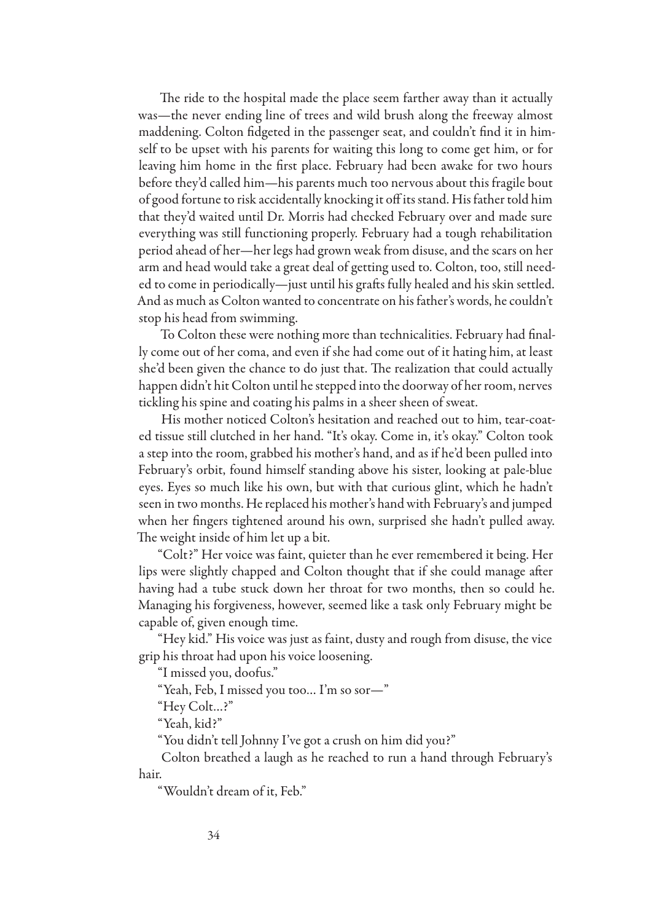The ride to the hospital made the place seem farther away than it actually was—the never ending line of trees and wild brush along the freeway almost maddening. Colton fidgeted in the passenger seat, and couldn't find it in himself to be upset with his parents for waiting this long to come get him, or for leaving him home in the first place. February had been awake for two hours before they'd called him—his parents much too nervous about this fragile bout of good fortune to risk accidentally knocking it off its stand. His father told him that they'd waited until Dr. Morris had checked February over and made sure everything was still functioning properly. February had a tough rehabilitation period ahead of her—her legs had grown weak from disuse, and the scars on her arm and head would take a great deal of getting used to. Colton, too, still needed to come in periodically—just until his grafts fully healed and his skin settled. And as much as Colton wanted to concentrate on his father's words, he couldn't stop his head from swimming.

To Colton these were nothing more than technicalities. February had finally come out of her coma, and even if she had come out of it hating him, at least she'd been given the chance to do just that. The realization that could actually happen didn't hit Colton until he stepped into the doorway of her room, nerves tickling his spine and coating his palms in a sheer sheen of sweat.

His mother noticed Colton's hesitation and reached out to him, tear-coated tissue still clutched in her hand. "It's okay. Come in, it's okay." Colton took a step into the room, grabbed his mother's hand, and as if he'd been pulled into February's orbit, found himself standing above his sister, looking at pale-blue eyes. Eyes so much like his own, but with that curious glint, which he hadn't seen in two months. He replaced his mother's hand with February's and jumped when her fingers tightened around his own, surprised she hadn't pulled away. The weight inside of him let up a bit.

"Colt?" Her voice was faint, quieter than he ever remembered it being. Her lips were slightly chapped and Colton thought that if she could manage after having had a tube stuck down her throat for two months, then so could he. Managing his forgiveness, however, seemed like a task only February might be capable of, given enough time.

"Hey kid." His voice was just as faint, dusty and rough from disuse, the vice grip his throat had upon his voice loosening.

"I missed you, doofus."

"Yeah, Feb, I missed you too... I'm so sor—"

"Hey Colt...?"

"Yeah, kid?"

"You didn't tell Johnny I've got a crush on him did you?"

Colton breathed a laugh as he reached to run a hand through February's hair.

"Wouldn't dream of it, Feb."